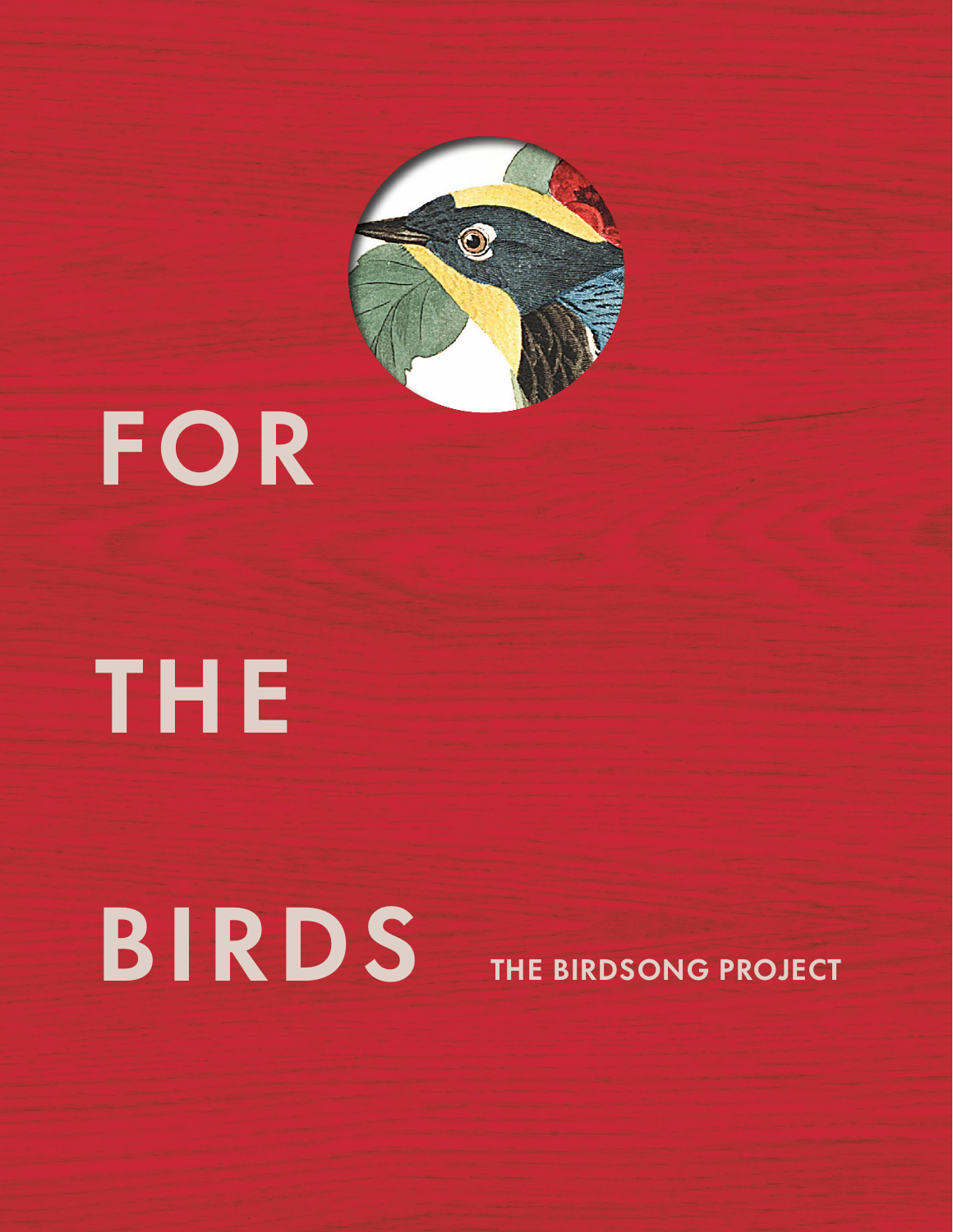# FOR THE BIRDS

THE BIRDSONG PROJECT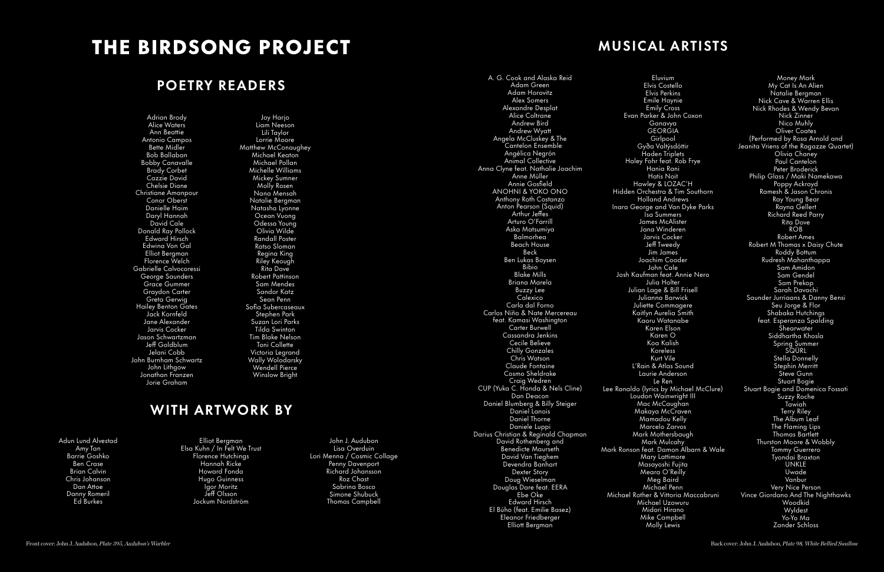# THE BIRDSONG PROJECT

## POETRY READERS

Adrian Brody
Alice Waters
Ann Beattie
Antonio Campos
Bette Midler
Bob Ballaban
Bobby Canavalle
Brady Corbet
Cazzie David
Chelsie Diane
Christiane Amanpour
Conor Oberst
Danielle Haim
Daryl Hannah
David Cale
Donald Ray Pollock
Edward Hirsch
Edwina Von Gal
Elliot Bergman
Florence Welch
Gabrielle Calvocoressi
George Saunders
Grace Gummer
Graydon Carter
Greta Gerwig
Hailey Benton Gates
Jack Kornfeld
Jane Alexander
Jarvis Cocker
Jason Schwartzman
Jeff Goldblum
Jelani Cobb
John Burnham Schwartz
John Lithgow
Jonathan Franzen
Jorie Graham
Joy Harjo
Liam Neeson
Lili Taylor
Lorrie Moore
Matthew McConaughey
Michael Keaton
Michael Pollan
Michelle Williams
Mickey Sumner
Molly Rosen
Nana Mensah
Natalie Bergman
Natasha Lyonne
Ocean Vuong
Odessa Young
Olivia Wilde
Randall Poster
Ratso Sloman
Regina King
Riley Keough
Rita Dove
Robert Pattinson
Sam Mendes
Sandor Katz
Sean Penn
Sofia Subercaseaux
Stephen Park
Suzan Lori Parks
Tilda Swinton
Tim Blake Nelson
Toni Collette
Victoria Legrand
Wally Wolodarsky
Wendell Pierce
Winslow Bright

## WITH ARTWORK BY

Adun Lund Alvestad
Amy Tan
Barrie Goshko
Ben Crase
Brian Calvin
Chris Johanson
Dan Attoe
Danny Romeril
Ed Burkes
Elliot Bergman
Elsa Kuhn / In Felt We Trust
Florence Hutchings
Hannah Ricke
Howard Fonda
Hugo Guinness
Igor Moritz
Jeff Olsson
Jockum Nordström
John J. Audubon
Lisa Overduin
Lori Menna / Cosmic Collage
Penny Davenport
Richard Johansson
Roz Chast
Sabrina Bosco
Simone Shubuck
Thomas Campbell

## MUSICAL ARTISTS

A. G. Cook and Alaska Reid
Adam Green
Adam Horovitz
Alex Somers
Alexandre Desplat
Alice Coltrane
Andrew Bird
Andrew Wyatt
Angela McCluskey & The Cantelon Ensemble
Angélica Negrón
Animal Collective
Anna Clyne feat. Nathalie Joachim
Anne Müller
Annie Gosfield
ANOHNI & YOKO ONO
Anthony Roth Costanzo
Anton Pearson (Squid)
Arthur Jeffes
Arturo O'Farrill
Aska Matsumiya
Balmorhea
Beach House
Beck
Ben Lukas Boysen
Bibio
Blake Mills
Briana Marela
Buzzy Lee
Calexico
Carla dal Forno
Carlos Niño & Nate Mercereau feat. Kamasi Washington
Carter Burwell
Cassandra Jenkins
Cecile Believe
Chilly Gonzales
Chris Watson
Claude Fontaine
Cosmo Sheldrake
Craig Wedren
CUP (Yuka C. Honda & Nels Cline)
Dan Deacon
Daniel Blumberg & Billy Steiger
Daniel Lanois
Daniel Thorne
Daniele Luppi
Darius Christian & Reginald Chapman
David Rothenberg and Benedicte Maurseth
David Van Tieghem
Devendra Banhart
Dexter Story
Doug Wieselman
Douglas Dare feat. EERA
Ebe Oke
Edward Hirsch
El Búho (feat. Emilie Basez)
Eleanor Friedberger
Elliott Bergman
Eluvium
Elvis Costello
Elvis Perkins
Emile Haynie
Emily Cross
Evan Parker & John Coxon
Ganavya
GEORGIA
Girlpool
Gyða Valtýsdóttir
Haden Triplets
Haley Fohr feat. Rob Frye
Hania Rani
Hatis Noit
Hawley & LOZAC'H
Hidden Orchestra & Tim Southorn
Holland Andrews
Inara George and Van Dyke Parks
Isa Summers
James McAlister
Jana Winderen
Jarvis Cocker
Jeff Tweedy
Jim James
Joachim Cooder
John Cale
Josh Kaufman feat. Annie Nero
Julia Holter
Julian Lage & Bill Frisell
Julianna Barwick
Juliette Commagere
Kaitlyn Aurelia Smith
Kaoru Watanabe
Karen Elson
Karen O
Koa Kalish
Koreless
Kurt Vile
L'Rain & Atlas Sound
Laurie Anderson
Le Ren
Lee Ranaldo (lyrics by Michael McClure)
Loudon Wainwright III
Mac McCaughan
Makaya McCraven
Mamadou Kelly
Marcelo Zarvos
Mark Mothersbaugh
Mark Mulcahy
Mark Ronson feat. Damon Albarn & Wale
Mary Lattimore
Masayoshi Fujita
Meara O'Reilly
Meg Baird
Michael Penn
Michael Rother & Vittoria Maccabruni
Michael Uzowuru
Midori Hirano
Mike Campbell
Molly Lewis
Money Mark
My Cat Is An Alien
Natalie Bergman
Nick Cave & Warren Ellis
Nick Rhodes & Wendy Bevan
Nick Zinner
Nico Muhly
Oliver Coates (Performed by Rosa Arnold and Jeanita Vriens of the Ragazze Quartet)
Olivia Chaney
Paul Cantelon
Peter Broderick
Philip Glass / Maki Namekawa
Poppy Ackroyd
Ramesh & Jason Chronis
Ray Young Bear
Rayna Gellert
Richard Reed Parry
Rita Dove
ROB
Robert Ames
Robert M Thomas x Daisy Chute
Roddy Bottum
Rudresh Mahanthappa
Sam Amidon
Sam Gendel
Sam Prekop
Sarah Davachi
Saunder Jurriaans & Danny Bensi
Seu Jorge & Flor
Shabaka Hutchings feat. Esperanza Spalding
Shearwater
Siddhartha Khosla
Spring Summer
SQÜRL
Stella Donnelly
Stephin Merritt
Steve Gunn
Stuart Bogie
Stuart Bogie and Domenica Fossati
Suzzy Roche
Tawiah
Terry Riley
The Album Leaf
The Flaming Lips
Thomas Bartlett
Thurston Moore & Wobbly
Tommy Guerrero
Tyondai Braxton
UNKLE
Uwade
Vanbur
Very Nice Person
Vince Giordano And The Nighthawks
Woodkid
Wyldest
Yo-Yo Ma
Zander Schloss

Front cover: John J. Audubon, *Plate 395, Audubon's Warbler*

Back cover: John J. Audubon, *Plate 98, White Bellied Swallow*